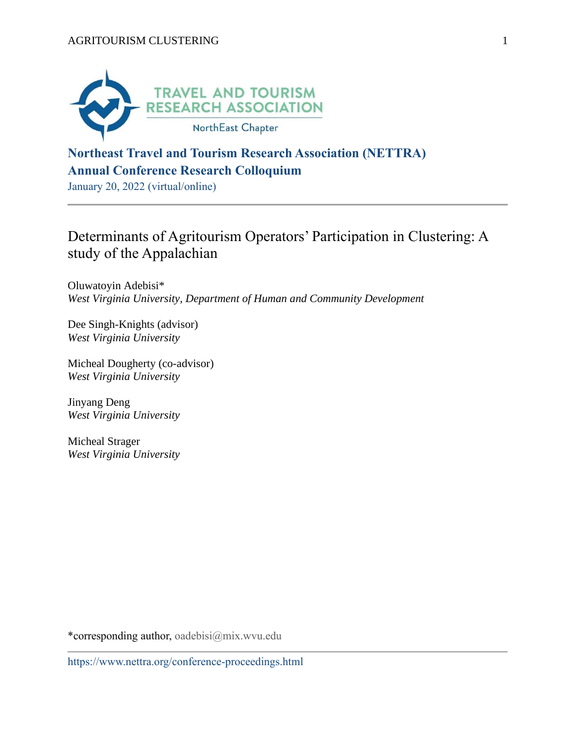**Northeast Travel and Tourism Research Association (NETTRA) Annual Conference Research Colloquium**

January 20, 2022 (virtual/online)

---

# Determinants of Agritourism Operators' Participation in Clustering: A study of the Appalachian

Oluwatoyin Adebisi*
*West Virginia University, Department of Human and Community Development*

Dee Singh-Knights (advisor)
*West Virginia University*

Micheal Dougherty (co-advisor)
*West Virginia University*

Jinyang Deng
*West Virginia University*

Micheal Strager
*West Virginia University*

*corresponding author, oadebisi@mix.wvu.edu

---

https://www.nettra.org/conference-proceedings.html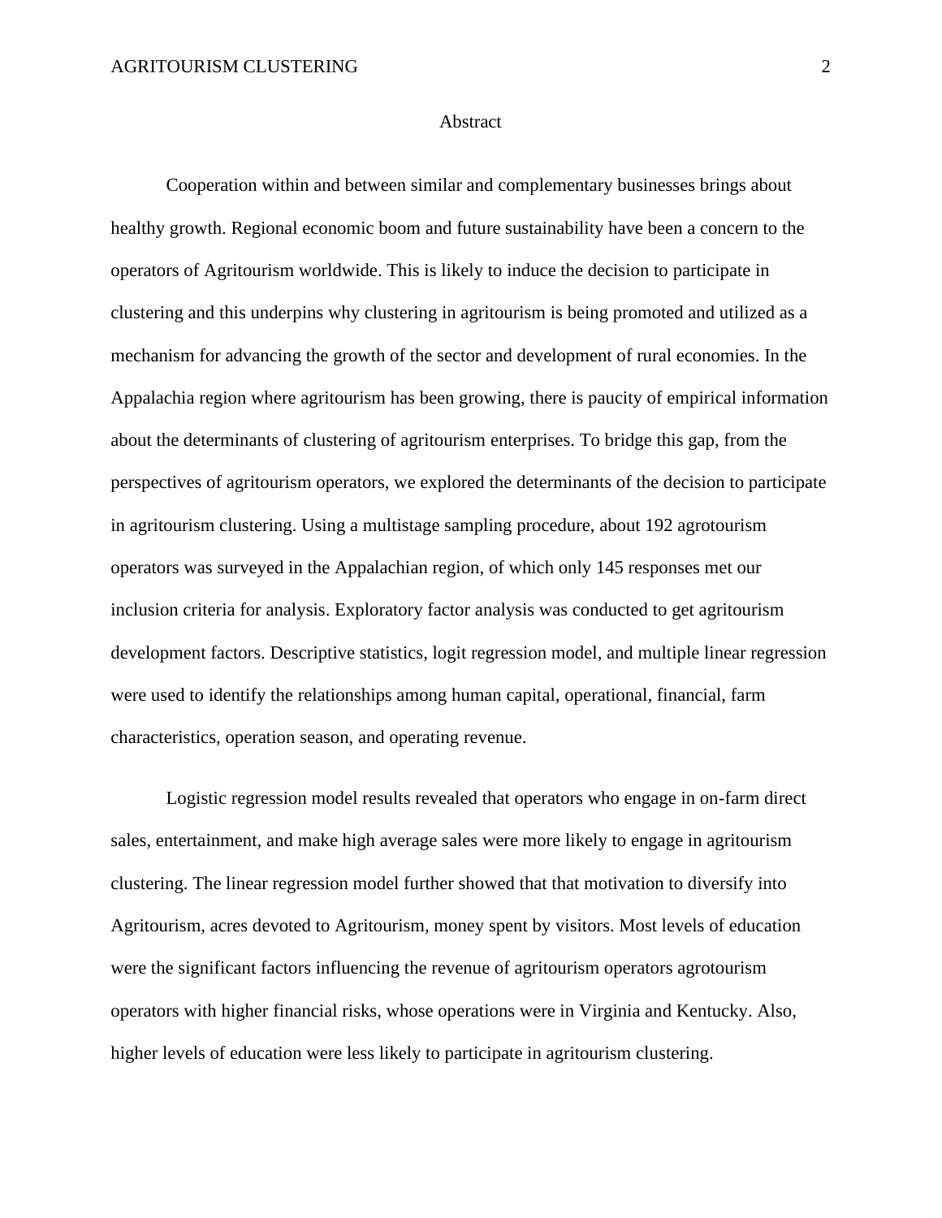# Abstract

Cooperation within and between similar and complementary businesses brings about healthy growth. Regional economic boom and future sustainability have been a concern to the operators of Agritourism worldwide. This is likely to induce the decision to participate in clustering and this underpins why clustering in agritourism is being promoted and utilized as a mechanism for advancing the growth of the sector and development of rural economies. In the Appalachia region where agritourism has been growing, there is paucity of empirical information about the determinants of clustering of agritourism enterprises. To bridge this gap, from the perspectives of agritourism operators, we explored the determinants of the decision to participate in agritourism clustering. Using a multistage sampling procedure, about 192 agrotourism operators was surveyed in the Appalachian region, of which only 145 responses met our inclusion criteria for analysis. Exploratory factor analysis was conducted to get agritourism development factors. Descriptive statistics, logit regression model, and multiple linear regression were used to identify the relationships among human capital, operational, financial, farm characteristics, operation season, and operating revenue.

Logistic regression model results revealed that operators who engage in on-farm direct sales, entertainment, and make high average sales were more likely to engage in agritourism clustering. The linear regression model further showed that that motivation to diversify into Agritourism, acres devoted to Agritourism, money spent by visitors. Most levels of education were the significant factors influencing the revenue of agritourism operators agrotourism operators with higher financial risks, whose operations were in Virginia and Kentucky. Also, higher levels of education were less likely to participate in agritourism clustering.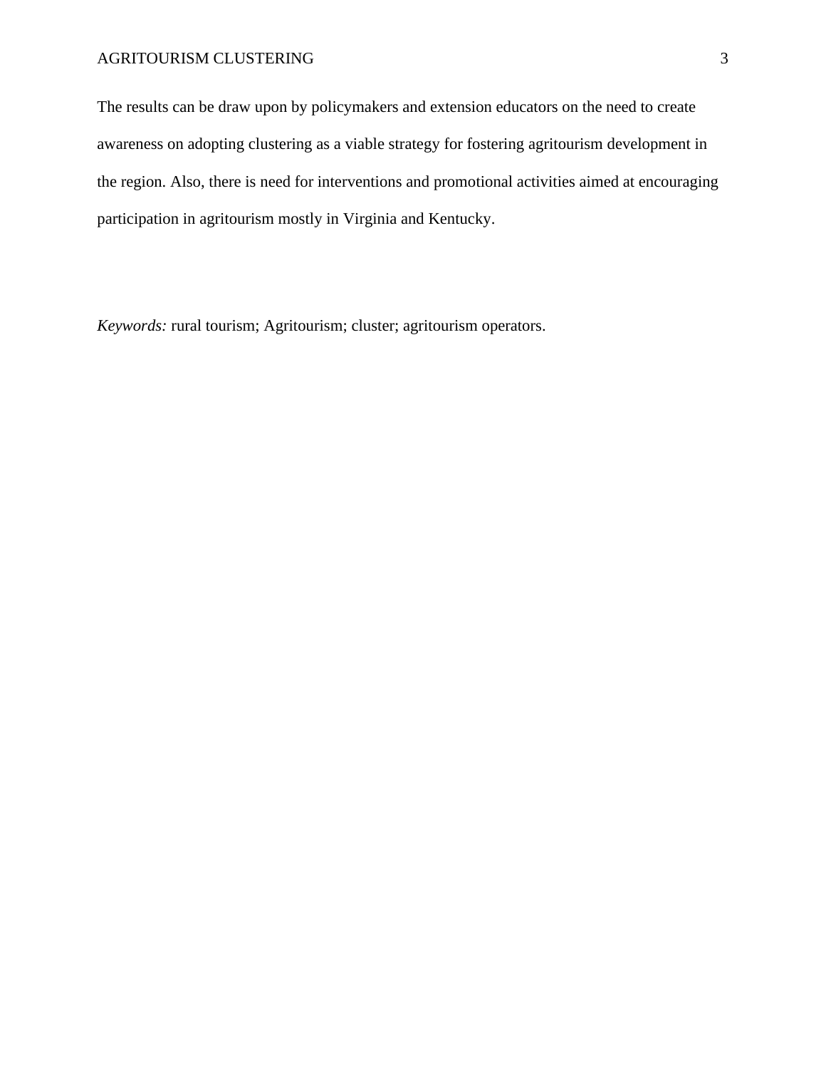The results can be draw upon by policymakers and extension educators on the need to create awareness on adopting clustering as a viable strategy for fostering agritourism development in the region. Also, there is need for interventions and promotional activities aimed at encouraging participation in agritourism mostly in Virginia and Kentucky.

*Keywords:* rural tourism; Agritourism; cluster; agritourism operators.